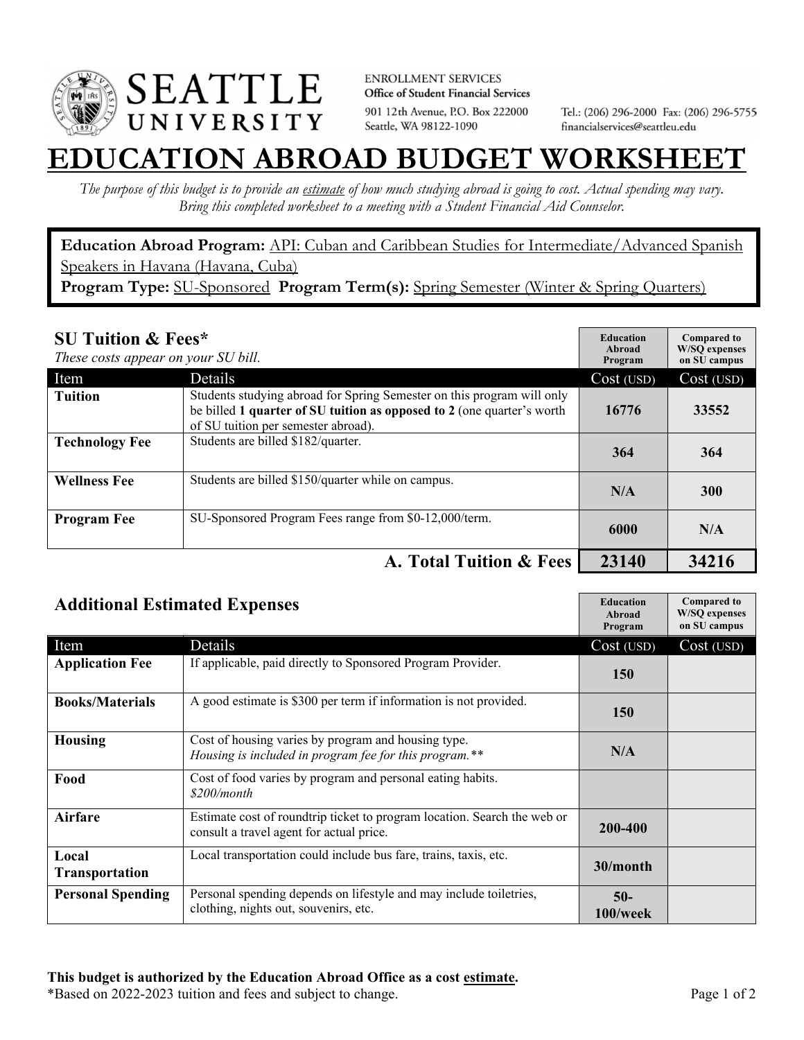SEATTLE UNIVERSITY

ENROLLMENT SERVICES
**Office of Student Financial Services**
901 12th Avenue, P.O. Box 222000
Seattle, WA 98122-1090

Tel.: (206) 296-2000 Fax: (206) 296-5755
financialservices@seattleu.edu

# EDUCATION ABROAD BUDGET WORKSHEET

*The purpose of this budget is to provide an estimate of how much studying abroad is going to cost. Actual spending may vary. Bring this completed worksheet to a meeting with a Student Financial Aid Counselor.*

**Education Abroad Program:** API: Cuban and Caribbean Studies for Intermediate/Advanced Spanish Speakers in Havana (Havana, Cuba)
**Program Type:** SU-Sponsored **Program Term(s):** Spring Semester (Winter & Spring Quarters)

## SU Tuition & Fees*

*These costs appear on your SU bill.*

| Item | Details | Education Abroad Program Cost (USD) | Compared to W/SQ expenses on SU campus Cost (USD) |
|---|---|---|---|
| **Tuition** | Students studying abroad for Spring Semester on this program will only be billed **1 quarter of SU tuition as opposed to 2** (one quarter's worth of SU tuition per semester abroad). | 16776 | 33552 |
| **Technology Fee** | Students are billed $182/quarter. | 364 | 364 |
| **Wellness Fee** | Students are billed $150/quarter while on campus. | N/A | 300 |
| **Program Fee** | SU-Sponsored Program Fees range from $0-12,000/term. | 6000 | N/A |
| | **A. Total Tuition & Fees** | **23140** | **34216** |

## Additional Estimated Expenses

| Item | Details | Education Abroad Program Cost (USD) | Compared to W/SQ expenses on SU campus Cost (USD) |
|---|---|---|---|
| **Application Fee** | If applicable, paid directly to Sponsored Program Provider. | 150 | |
| **Books/Materials** | A good estimate is $300 per term if information is not provided. | 150 | |
| **Housing** | Cost of housing varies by program and housing type. *Housing is included in program fee for this program.** * | N/A | |
| **Food** | Cost of food varies by program and personal eating habits. *$200/month* | | |
| **Airfare** | Estimate cost of roundtrip ticket to program location. Search the web or consult a travel agent for actual price. | 200-400 | |
| **Local Transportation** | Local transportation could include bus fare, trains, taxis, etc. | 30/month | |
| **Personal Spending** | Personal spending depends on lifestyle and may include toiletries, clothing, nights out, souvenirs, etc. | 50-100/week | |

**This budget is authorized by the Education Abroad Office as a cost estimate.**
*Based on 2022-2023 tuition and fees and subject to change.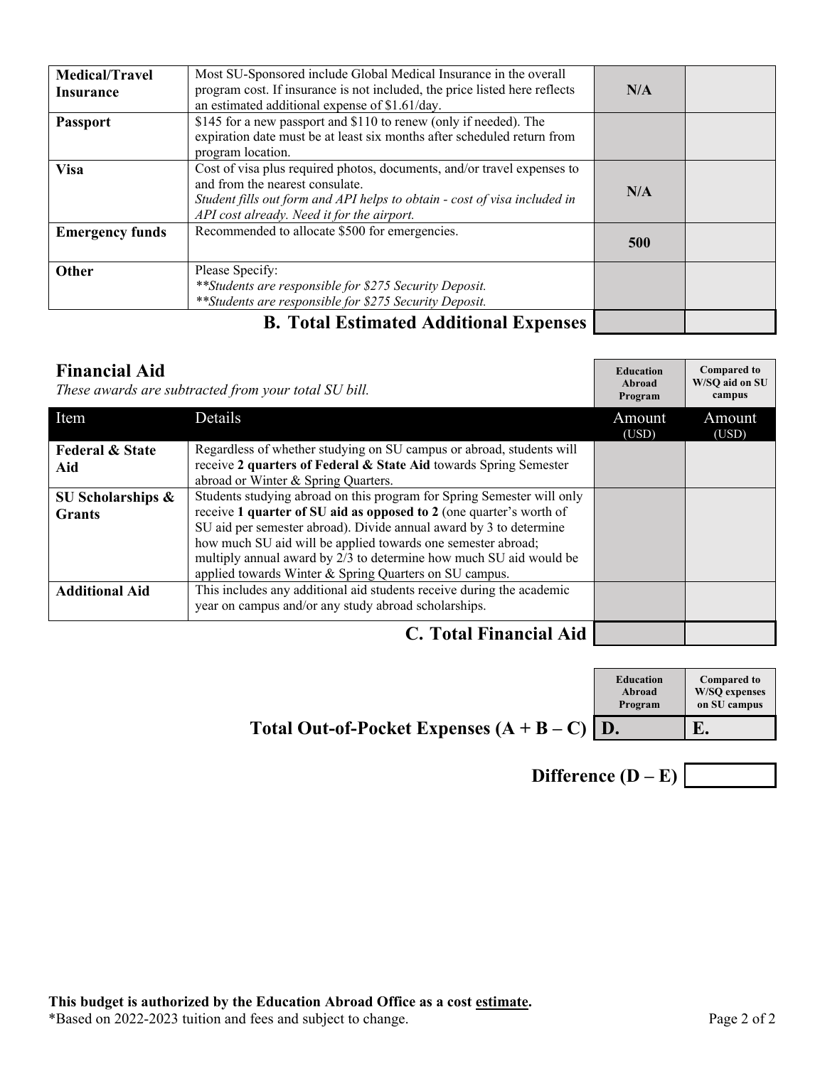| | | | |
|---|---|---|---|
| **Medical/Travel Insurance** | Most SU-Sponsored include Global Medical Insurance in the overall program cost. If insurance is not included, the price listed here reflects an estimated additional expense of $1.61/day. | **N/A** | |
| **Passport** | $145 for a new passport and $110 to renew (only if needed). The expiration date must be at least six months after scheduled return from program location. | | |
| **Visa** | Cost of visa plus required photos, documents, and/or travel expenses to and from the nearest consulate. *Student fills out form and API helps to obtain - cost of visa included in API cost already. Need it for the airport.* | **N/A** | |
| **Emergency funds** | Recommended to allocate $500 for emergencies. | **500** | |
| **Other** | Please Specify: ***Students are responsible for $275 Security Deposit.* ***Students are responsible for $275 Security Deposit.* | | |
| | **B. Total Estimated Additional Expenses** | | |

## Financial Aid

*These awards are subtracted from your total SU bill.*

| | | **Education Abroad Program** | **Compared to W/SQ aid on SU campus** |
|---|---|---|---|
| Item | Details | Amount (USD) | Amount (USD) |
| **Federal & State Aid** | Regardless of whether studying on SU campus or abroad, students will receive **2 quarters of Federal & State Aid** towards Spring Semester abroad or Winter & Spring Quarters. | | |
| **SU Scholarships & Grants** | Students studying abroad on this program for Spring Semester will only receive **1 quarter of SU aid as opposed to 2** (one quarter's worth of SU aid per semester abroad). Divide annual award by 3 to determine how much SU aid will be applied towards one semester abroad; multiply annual award by 2/3 to determine how much SU aid would be applied towards Winter & Spring Quarters on SU campus. | | |
| **Additional Aid** | This includes any additional aid students receive during the academic year on campus and/or any study abroad scholarships. | | |
| | **C. Total Financial Aid** | | |

| | **Education Abroad Program** | **Compared to W/SQ expenses on SU campus** |
|---|---|---|
| **Total Out-of-Pocket Expenses (A + B – C)** | **D.** | **E.** |

**Difference (D – E)**

**This budget is authorized by the Education Abroad Office as a cost estimate.**

*Based on 2022-2023 tuition and fees and subject to change.